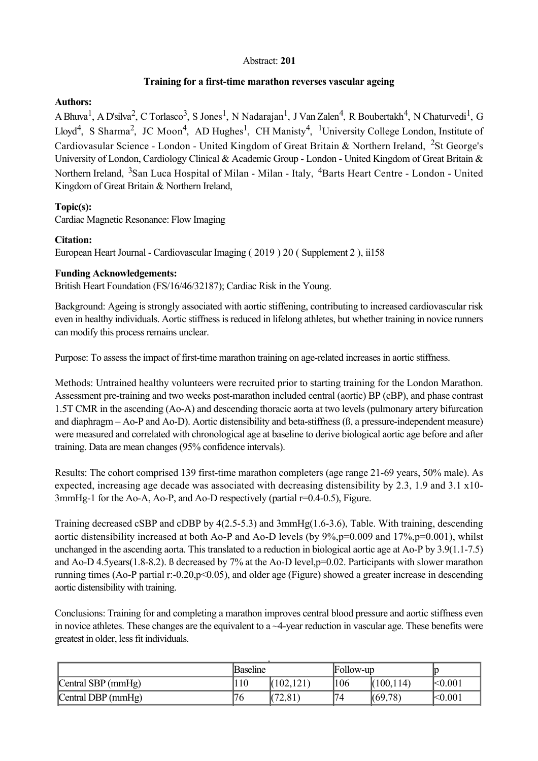Abstract: **201**

### Training for a first-time marathon reverses vascular ageing

**Authors:**

A Bhuva[1], A D'silva[2], C Torlasco[3], S Jones[1], N Nadarajan[1], J Van Zalen[4], R Boubertakh[4], N Chaturvedi[1], G Lloyd[4], S Sharma[2], JC Moon[4], AD Hughes[1], CH Manisty[4], [1]University College London, Institute of Cardiovasular Science - London - United Kingdom of Great Britain & Northern Ireland, [2]St George's University of London, Cardiology Clinical & Academic Group - London - United Kingdom of Great Britain & Northern Ireland, [3]San Luca Hospital of Milan - Milan - Italy, [4]Barts Heart Centre - London - United Kingdom of Great Britain & Northern Ireland,

**Topic(s):**

Cardiac Magnetic Resonance: Flow Imaging

**Citation:**

European Heart Journal - Cardiovascular Imaging ( 2019 ) 20 ( Supplement 2 ), ii158

**Funding Acknowledgements:**

British Heart Foundation (FS/16/46/32187); Cardiac Risk in the Young.

Background: Ageing is strongly associated with aortic stiffening, contributing to increased cardiovascular risk even in healthy individuals. Aortic stiffness is reduced in lifelong athletes, but whether training in novice runners can modify this process remains unclear.

Purpose: To assess the impact of first-time marathon training on age-related increases in aortic stiffness.

Methods: Untrained healthy volunteers were recruited prior to starting training for the London Marathon. Assessment pre-training and two weeks post-marathon included central (aortic) BP (cBP), and phase contrast 1.5T CMR in the ascending (Ao-A) and descending thoracic aorta at two levels (pulmonary artery bifurcation and diaphragm – Ao-P and Ao-D). Aortic distensibility and beta-stiffness (ß, a pressure-independent measure) were measured and correlated with chronological age at baseline to derive biological aortic age before and after training. Data are mean changes (95% confidence intervals).

Results: The cohort comprised 139 first-time marathon completers (age range 21-69 years, 50% male). As expected, increasing age decade was associated with decreasing distensibility by 2.3, 1.9 and 3.1 x10-3mmHg-1 for the Ao-A, Ao-P, and Ao-D respectively (partial r=0.4-0.5), Figure.

Training decreased cSBP and cDBP by 4(2.5-5.3) and 3mmHg(1.6-3.6), Table. With training, descending aortic distensibility increased at both Ao-P and Ao-D levels (by 9%,p=0.009 and 17%,p=0.001), whilst unchanged in the ascending aorta. This translated to a reduction in biological aortic age at Ao-P by 3.9(1.1-7.5) and Ao-D 4.5years(1.8-8.2). ß decreased by 7% at the Ao-D level,p=0.02. Participants with slower marathon running times (Ao-P partial r:-0.20,p<0.05), and older age (Figure) showed a greater increase in descending aortic distensibility with training.

Conclusions: Training for and completing a marathon improves central blood pressure and aortic stiffness even in novice athletes. These changes are the equivalent to a ~4-year reduction in vascular age. These benefits were greatest in older, less fit individuals.

| | Baseline | | Follow-up | | p |
|---|---|---|---|---|---|
| Central SBP (mmHg) | 110 | (102,121) | 106 | (100,114) | <0.001 |
| Central DBP (mmHg) | 76 | (72,81) | 74 | (69,78) | <0.001 |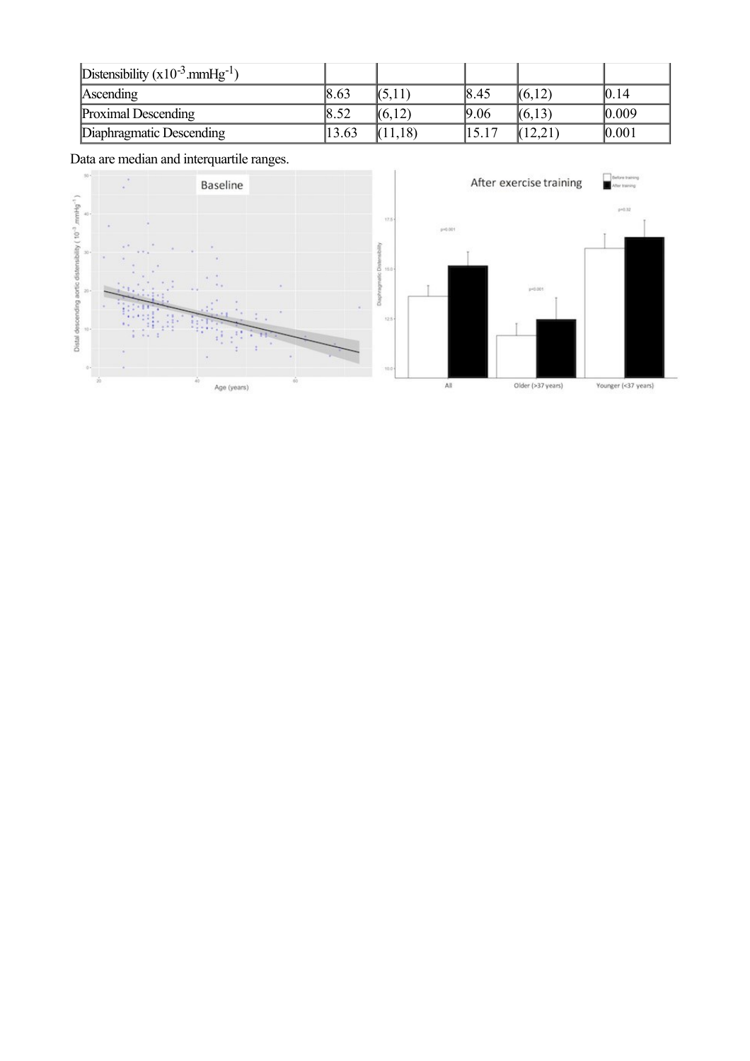| | | | | | |
|---|---|---|---|---|---|
| Distensibility ($x10^{-3}$.mmHg$^{-1}$) | | | | | |
| Ascending | 8.63 | (5,11) | 8.45 | (6,12) | 0.14 |
| Proximal Descending | 8.52 | (6,12) | 9.06 | (6,13) | 0.009 |
| Diaphragmatic Descending | 13.63 | (11,18) | 15.17 | (12,21) | 0.001 |

Data are median and interquartile ranges.

Baseline

Distal descending aortic distensibility ( $10^{-3}$ .mmHg$^{-1}$ )

Age (years)

After exercise training

Before training

After training

Diaphragmatic Distensibility

p<0.001

p<0.001

p=0.32

All

Older (>37 years)

Younger (<37 years)